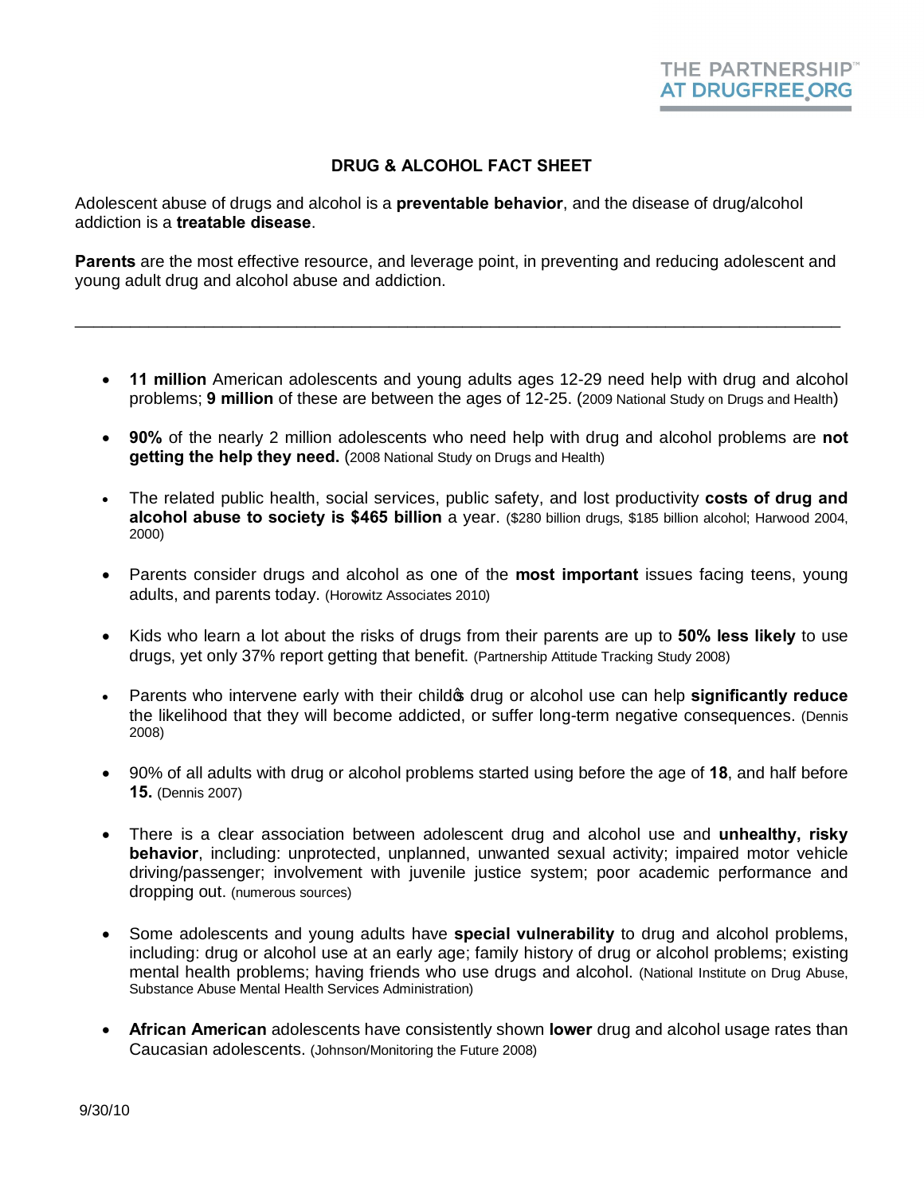THE PARTNERSHIP™
AT DRUGFREE.ORG

# DRUG & ALCOHOL FACT SHEET

Adolescent abuse of drugs and alcohol is a **preventable behavior**, and the disease of drug/alcohol addiction is a **treatable disease**.

**Parents** are the most effective resource, and leverage point, in preventing and reducing adolescent and young adult drug and alcohol abuse and addiction.

---

- **11 million** American adolescents and young adults ages 12-29 need help with drug and alcohol problems; **9 million** of these are between the ages of 12-25. (2009 National Study on Drugs and Health)

- **90%** of the nearly 2 million adolescents who need help with drug and alcohol problems are **not getting the help they need.** (2008 National Study on Drugs and Health)

- The related public health, social services, public safety, and lost productivity **costs of drug and alcohol abuse to society is $465 billion** a year. ($280 billion drugs, $185 billion alcohol; Harwood 2004, 2000)

- Parents consider drugs and alcohol as one of the **most important** issues facing teens, young adults, and parents today. (Horowitz Associates 2010)

- Kids who learn a lot about the risks of drugs from their parents are up to **50% less likely** to use drugs, yet only 37% report getting that benefit. (Partnership Attitude Tracking Study 2008)

- Parents who intervene early with their child's drug or alcohol use can help **significantly reduce** the likelihood that they will become addicted, or suffer long-term negative consequences. (Dennis 2008)

- 90% of all adults with drug or alcohol problems started using before the age of **18**, and half before **15.** (Dennis 2007)

- There is a clear association between adolescent drug and alcohol use and **unhealthy, risky behavior**, including: unprotected, unplanned, unwanted sexual activity; impaired motor vehicle driving/passenger; involvement with juvenile justice system; poor academic performance and dropping out. (numerous sources)

- Some adolescents and young adults have **special vulnerability** to drug and alcohol problems, including: drug or alcohol use at an early age; family history of drug or alcohol problems; existing mental health problems; having friends who use drugs and alcohol. (National Institute on Drug Abuse, Substance Abuse Mental Health Services Administration)

- **African American** adolescents have consistently shown **lower** drug and alcohol usage rates than Caucasian adolescents. (Johnson/Monitoring the Future 2008)

9/30/10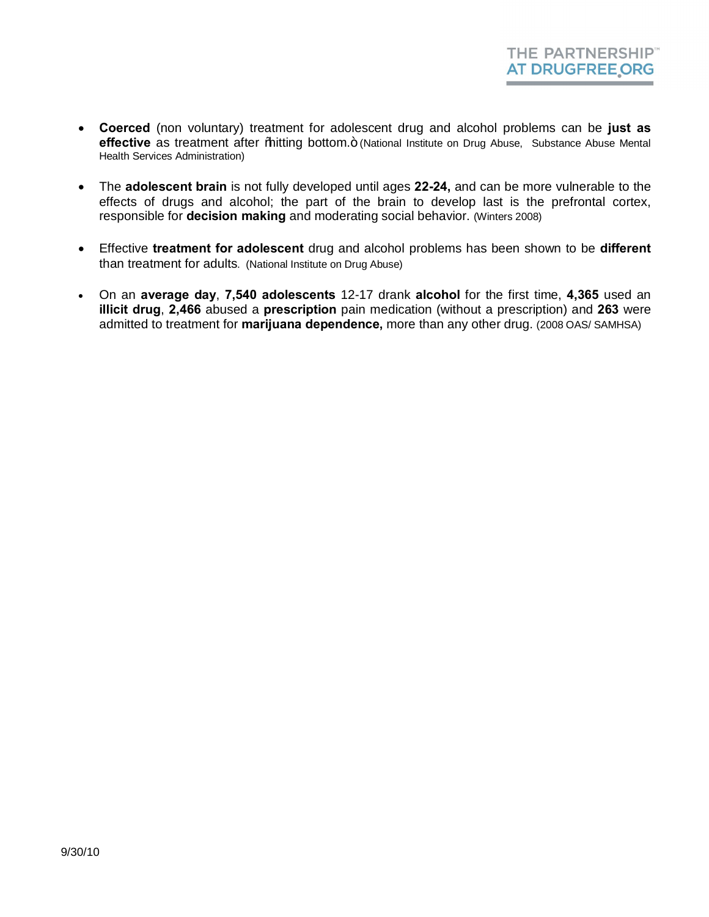- **Coerced** (non voluntary) treatment for adolescent drug and alcohol problems can be **just as effective** as treatment after "hitting bottom." (National Institute on Drug Abuse, Substance Abuse Mental Health Services Administration)

- The **adolescent brain** is not fully developed until ages **22-24,** and can be more vulnerable to the effects of drugs and alcohol; the part of the brain to develop last is the prefrontal cortex, responsible for **decision making** and moderating social behavior. (Winters 2008)

- Effective **treatment for adolescent** drug and alcohol problems has been shown to be **different** than treatment for adults. (National Institute on Drug Abuse)

- On an **average day**, **7,540 adolescents** 12-17 drank **alcohol** for the first time, **4,365** used an **illicit drug**, **2,466** abused a **prescription** pain medication (without a prescription) and **263** were admitted to treatment for **marijuana dependence,** more than any other drug. (2008 OAS/ SAMHSA)

9/30/10